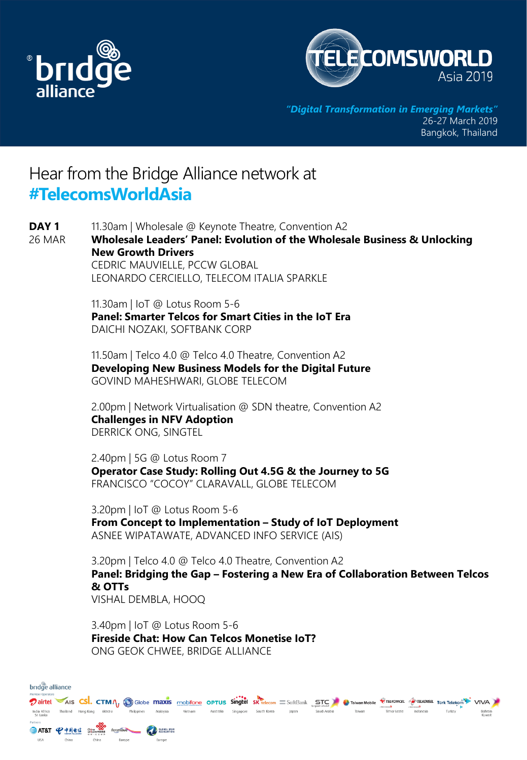bridge alliance

TELECOMSWORLD Asia 2019

*"Digital Transformation in Emerging Markets"*
26-27 March 2019
Bangkok, Thailand

# Hear from the Bridge Alliance network at #TelecomsWorldAsia

## DAY 1
26 MAR

11.30am | Wholesale @ Keynote Theatre, Convention A2
**Wholesale Leaders' Panel: Evolution of the Wholesale Business & Unlocking New Growth Drivers**
CEDRIC MAUVIELLE, PCCW GLOBAL
LEONARDO CERCIELLO, TELECOM ITALIA SPARKLE

11.30am | IoT @ Lotus Room 5-6
**Panel: Smarter Telcos for Smart Cities in the IoT Era**
DAICHI NOZAKI, SOFTBANK CORP

11.50am | Telco 4.0 @ Telco 4.0 Theatre, Convention A2
**Developing New Business Models for the Digital Future**
GOVIND MAHESHWARI, GLOBE TELECOM

2.00pm | Network Virtualisation @ SDN theatre, Convention A2
**Challenges in NFV Adoption**
DERRICK ONG, SINGTEL

2.40pm | 5G @ Lotus Room 7
**Operator Case Study: Rolling Out 4.5G & the Journey to 5G**
FRANCISCO "COCOY" CLARAVALL, GLOBE TELECOM

3.20pm | IoT @ Lotus Room 5-6
**From Concept to Implementation – Study of IoT Deployment**
ASNEE WIPATAWATE, ADVANCED INFO SERVICE (AIS)

3.20pm | Telco 4.0 @ Telco 4.0 Theatre, Convention A2
**Panel: Bridging the Gap – Fostering a New Era of Collaboration Between Telcos & OTTs**
VISHAL DEMBLA, HOOQ

3.40pm | IoT @ Lotus Room 5-6
**Fireside Chat: How Can Telcos Monetise IoT?**
ONG GEOK CHWEE, BRIDGE ALLIANCE

bridge alliance

Member Operators

airtel (India Africa Sri Lanka) | AIS (Thailand) | csl. (Hong Kong) | CTM (Macau) | Globe (Philippines) | maxis (Malaysia) | mobifone (Vietnam) | OPTUS (Australia) | Singtel (Singapore) | SK telecom (South Korea) | SoftBank (Japan) | STC (Saudi Arabia) | Taiwan Mobile (Taiwan) | TELKOMCEL (Timor-Leste) | TELKOMSEL (Indonesia) | Türk Telekom (Turkey) | VIVA (Bahrain Kuwait)

Partners

AT&T (USA) | China Telecom (China) | China Unicom (China) | freemove (Europe) | Global M2M Association (Europe)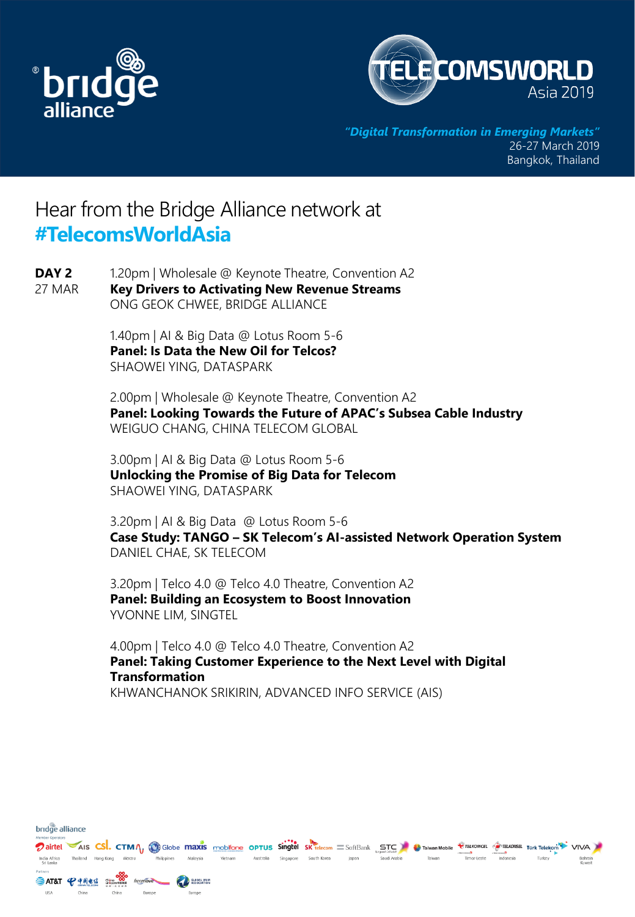bridge alliance

TELECOMSWORLD Asia 2019

*"Digital Transformation in Emerging Markets"*
26-27 March 2019
Bangkok, Thailand

# Hear from the Bridge Alliance network at **#TelecomsWorldAsia**

**DAY 2**
27 MAR

1.20pm | Wholesale @ Keynote Theatre, Convention A2
**Key Drivers to Activating New Revenue Streams**
ONG GEOK CHWEE, BRIDGE ALLIANCE

1.40pm | AI & Big Data @ Lotus Room 5-6
**Panel: Is Data the New Oil for Telcos?**
SHAOWEI YING, DATASPARK

2.00pm | Wholesale @ Keynote Theatre, Convention A2
**Panel: Looking Towards the Future of APAC's Subsea Cable Industry**
WEIGUO CHANG, CHINA TELECOM GLOBAL

3.00pm | AI & Big Data @ Lotus Room 5-6
**Unlocking the Promise of Big Data for Telecom**
SHAOWEI YING, DATASPARK

3.20pm | AI & Big Data @ Lotus Room 5-6
**Case Study: TANGO – SK Telecom's AI-assisted Network Operation System**
DANIEL CHAE, SK TELECOM

3.20pm | Telco 4.0 @ Telco 4.0 Theatre, Convention A2
**Panel: Building an Ecosystem to Boost Innovation**
YVONNE LIM, SINGTEL

4.00pm | Telco 4.0 @ Telco 4.0 Theatre, Convention A2
**Panel: Taking Customer Experience to the Next Level with Digital Transformation**
KHWANCHANOK SRIKIRIN, ADVANCED INFO SERVICE (AIS)

bridge alliance

Member Operators

airtel (India Africa Sri Lanka) | AIS (Thailand) | csl. (Hong Kong) | CTM (Macau) | Globe (Philippines) | maxis (Malaysia) | mobifone (Vietnam) | OPTUS (Australia) | Singtel (Singapore) | SK telecom (South Korea) | SoftBank (Japan) | STC (Saudi Arabia) | Taiwan Mobile (Taiwan) | TELKOMCEL (Timor-Leste) | TELKOMSEL (Indonesia) | Türk Telekom (Turkey) | VIVA (Bahrain Kuwait)

Partners

AT&T (USA) | China Telecom (China) | China Unicom (China) | freemove (Europe) | Global M2M Association (Europe)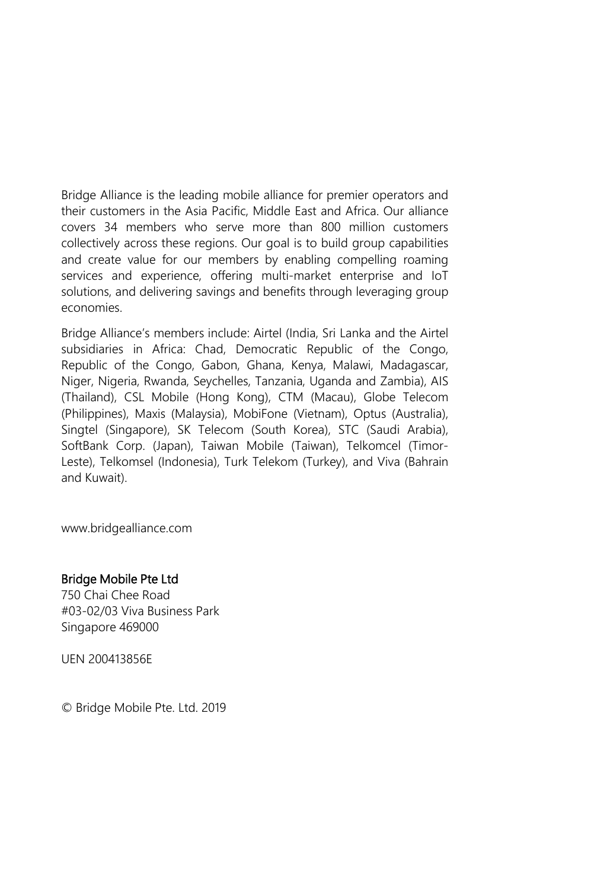Bridge Alliance is the leading mobile alliance for premier operators and their customers in the Asia Pacific, Middle East and Africa. Our alliance covers 34 members who serve more than 800 million customers collectively across these regions. Our goal is to build group capabilities and create value for our members by enabling compelling roaming services and experience, offering multi-market enterprise and IoT solutions, and delivering savings and benefits through leveraging group economies.

Bridge Alliance's members include: Airtel (India, Sri Lanka and the Airtel subsidiaries in Africa: Chad, Democratic Republic of the Congo, Republic of the Congo, Gabon, Ghana, Kenya, Malawi, Madagascar, Niger, Nigeria, Rwanda, Seychelles, Tanzania, Uganda and Zambia), AIS (Thailand), CSL Mobile (Hong Kong), CTM (Macau), Globe Telecom (Philippines), Maxis (Malaysia), MobiFone (Vietnam), Optus (Australia), Singtel (Singapore), SK Telecom (South Korea), STC (Saudi Arabia), SoftBank Corp. (Japan), Taiwan Mobile (Taiwan), Telkomcel (Timor-Leste), Telkomsel (Indonesia), Turk Telekom (Turkey), and Viva (Bahrain and Kuwait).

www.bridgealliance.com

**Bridge Mobile Pte Ltd**
750 Chai Chee Road
#03-02/03 Viva Business Park
Singapore 469000

UEN 200413856E

© Bridge Mobile Pte. Ltd. 2019